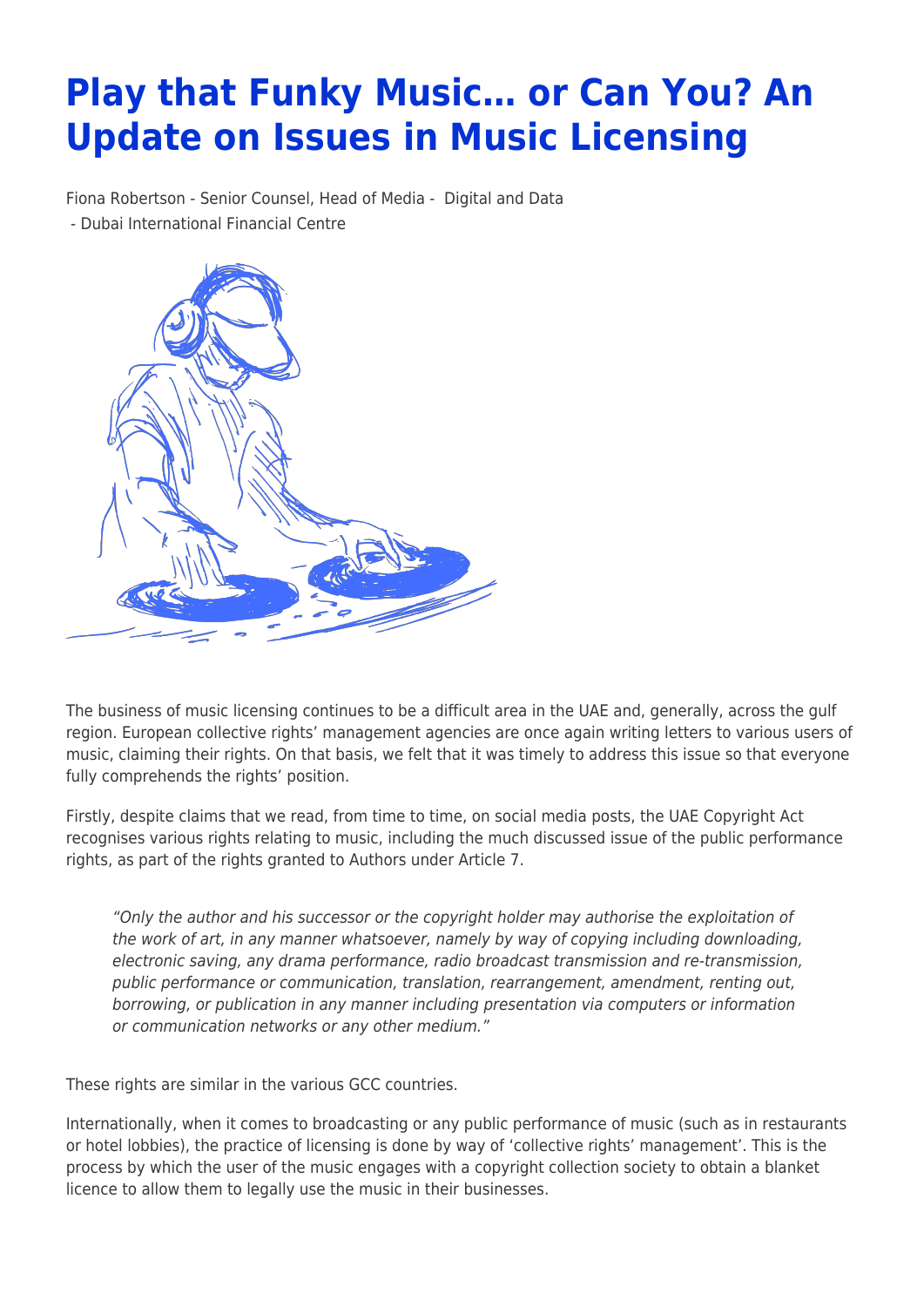# Play that Funky Music… or Can You? An Update on Issues in Music Licensing

Fiona Robertson - Senior Counsel, Head of Media - Digital and Data - Dubai International Financial Centre

The business of music licensing continues to be a difficult area in the UAE and, generally, across the gulf region. European collective rights' management agencies are once again writing letters to various users of music, claiming their rights. On that basis, we felt that it was timely to address this issue so that everyone fully comprehends the rights' position.

Firstly, despite claims that we read, from time to time, on social media posts, the UAE Copyright Act recognises various rights relating to music, including the much discussed issue of the public performance rights, as part of the rights granted to Authors under Article 7.

> *"Only the author and his successor or the copyright holder may authorise the exploitation of the work of art, in any manner whatsoever, namely by way of copying including downloading, electronic saving, any drama performance, radio broadcast transmission and re-transmission, public performance or communication, translation, rearrangement, amendment, renting out, borrowing, or publication in any manner including presentation via computers or information or communication networks or any other medium."*

These rights are similar in the various GCC countries.

Internationally, when it comes to broadcasting or any public performance of music (such as in restaurants or hotel lobbies), the practice of licensing is done by way of 'collective rights' management'. This is the process by which the user of the music engages with a copyright collection society to obtain a blanket licence to allow them to legally use the music in their businesses.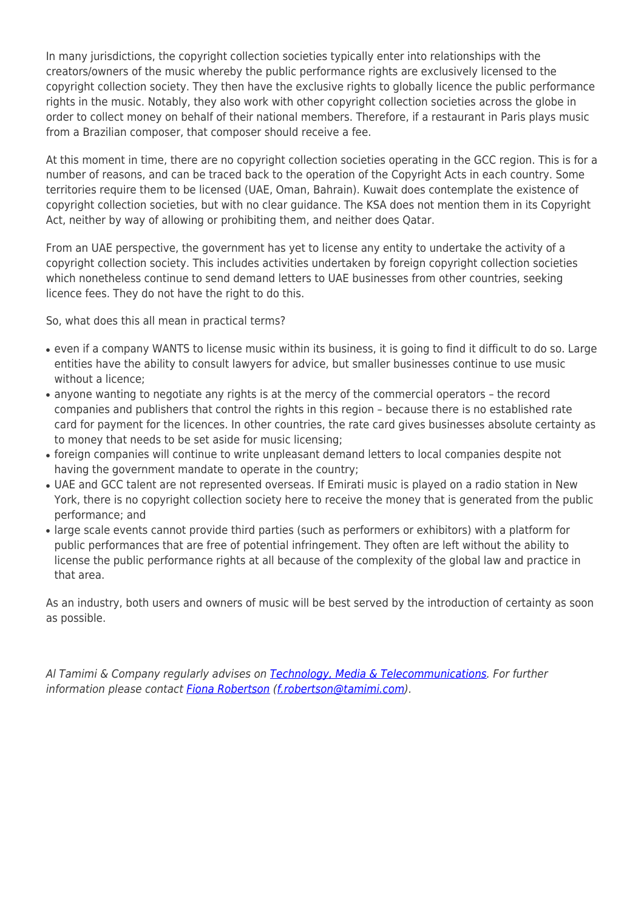In many jurisdictions, the copyright collection societies typically enter into relationships with the creators/owners of the music whereby the public performance rights are exclusively licensed to the copyright collection society. They then have the exclusive rights to globally licence the public performance rights in the music. Notably, they also work with other copyright collection societies across the globe in order to collect money on behalf of their national members. Therefore, if a restaurant in Paris plays music from a Brazilian composer, that composer should receive a fee.

At this moment in time, there are no copyright collection societies operating in the GCC region. This is for a number of reasons, and can be traced back to the operation of the Copyright Acts in each country. Some territories require them to be licensed (UAE, Oman, Bahrain). Kuwait does contemplate the existence of copyright collection societies, but with no clear guidance. The KSA does not mention them in its Copyright Act, neither by way of allowing or prohibiting them, and neither does Qatar.

From an UAE perspective, the government has yet to license any entity to undertake the activity of a copyright collection society. This includes activities undertaken by foreign copyright collection societies which nonetheless continue to send demand letters to UAE businesses from other countries, seeking licence fees. They do not have the right to do this.

So, what does this all mean in practical terms?

- even if a company WANTS to license music within its business, it is going to find it difficult to do so. Large entities have the ability to consult lawyers for advice, but smaller businesses continue to use music without a licence;
- anyone wanting to negotiate any rights is at the mercy of the commercial operators – the record companies and publishers that control the rights in this region – because there is no established rate card for payment for the licences. In other countries, the rate card gives businesses absolute certainty as to money that needs to be set aside for music licensing;
- foreign companies will continue to write unpleasant demand letters to local companies despite not having the government mandate to operate in the country;
- UAE and GCC talent are not represented overseas. If Emirati music is played on a radio station in New York, there is no copyright collection society here to receive the money that is generated from the public performance; and
- large scale events cannot provide third parties (such as performers or exhibitors) with a platform for public performances that are free of potential infringement. They often are left without the ability to license the public performance rights at all because of the complexity of the global law and practice in that area.

As an industry, both users and owners of music will be best served by the introduction of certainty as soon as possible.

*Al Tamimi & Company regularly advises on Technology, Media & Telecommunications. For further information please contact Fiona Robertson (f.robertson@tamimi.com).*